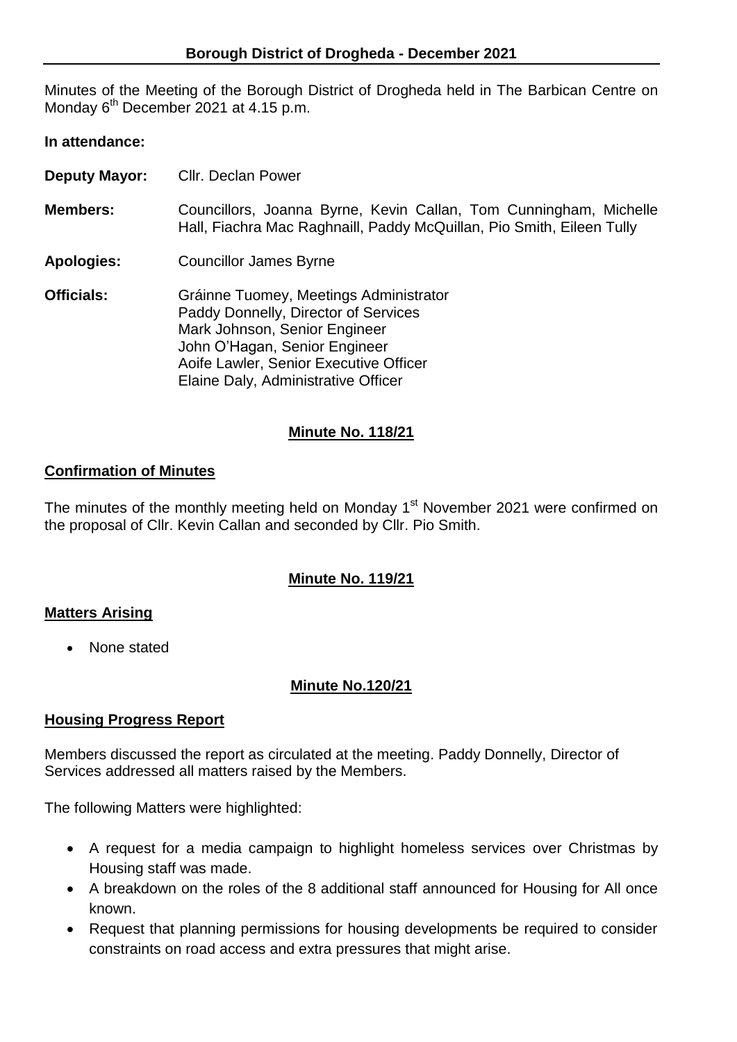# Borough District of Drogheda - December 2021

Minutes of the Meeting of the Borough District of Drogheda held in The Barbican Centre on Monday 6th December 2021 at 4.15 p.m.

**In attendance:**

**Deputy Mayor:** Cllr. Declan Power

**Members:** Councillors, Joanna Byrne, Kevin Callan, Tom Cunningham, Michelle Hall, Fiachra Mac Raghnaill, Paddy McQuillan, Pio Smith, Eileen Tully

**Apologies:** Councillor James Byrne

**Officials:** Gráinne Tuomey, Meetings Administrator
Paddy Donnelly, Director of Services
Mark Johnson, Senior Engineer
John O'Hagan, Senior Engineer
Aoife Lawler, Senior Executive Officer
Elaine Daly, Administrative Officer

## Minute No. 118/21

### Confirmation of Minutes

The minutes of the monthly meeting held on Monday 1st November 2021 were confirmed on the proposal of Cllr. Kevin Callan and seconded by Cllr. Pio Smith.

## Minute No. 119/21

### Matters Arising

- None stated

## Minute No.120/21

### Housing Progress Report

Members discussed the report as circulated at the meeting. Paddy Donnelly, Director of Services addressed all matters raised by the Members.

The following Matters were highlighted:

- A request for a media campaign to highlight homeless services over Christmas by Housing staff was made.
- A breakdown on the roles of the 8 additional staff announced for Housing for All once known.
- Request that planning permissions for housing developments be required to consider constraints on road access and extra pressures that might arise.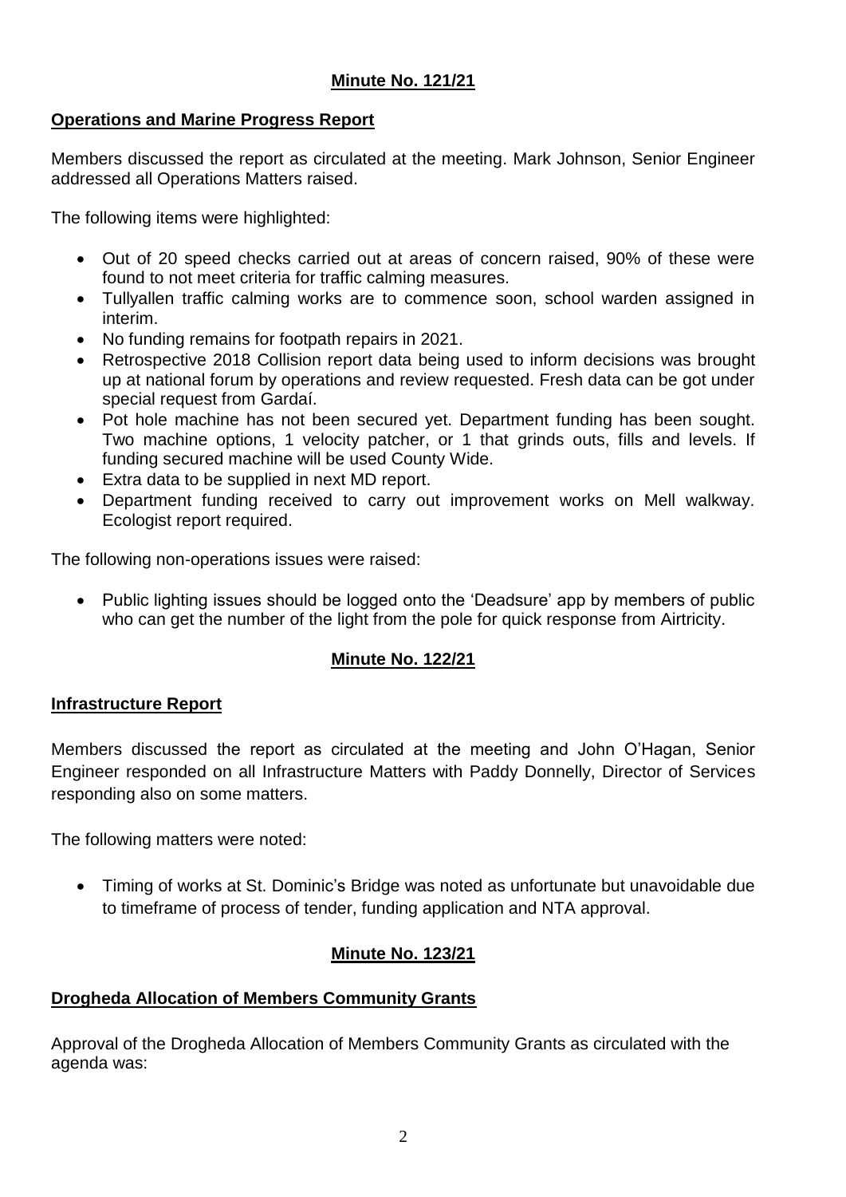**Minute No. 121/21**

**Operations and Marine Progress Report**

Members discussed the report as circulated at the meeting. Mark Johnson, Senior Engineer addressed all Operations Matters raised.

The following items were highlighted:

- Out of 20 speed checks carried out at areas of concern raised, 90% of these were found to not meet criteria for traffic calming measures.
- Tullyallen traffic calming works are to commence soon, school warden assigned in interim.
- No funding remains for footpath repairs in 2021.
- Retrospective 2018 Collision report data being used to inform decisions was brought up at national forum by operations and review requested. Fresh data can be got under special request from Gardaí.
- Pot hole machine has not been secured yet. Department funding has been sought. Two machine options, 1 velocity patcher, or 1 that grinds outs, fills and levels. If funding secured machine will be used County Wide.
- Extra data to be supplied in next MD report.
- Department funding received to carry out improvement works on Mell walkway. Ecologist report required.

The following non-operations issues were raised:

- Public lighting issues should be logged onto the 'Deadsure' app by members of public who can get the number of the light from the pole for quick response from Airtricity.

**Minute No. 122/21**

**Infrastructure Report**

Members discussed the report as circulated at the meeting and John O'Hagan, Senior Engineer responded on all Infrastructure Matters with Paddy Donnelly, Director of Services responding also on some matters.

The following matters were noted:

- Timing of works at St. Dominic's Bridge was noted as unfortunate but unavoidable due to timeframe of process of tender, funding application and NTA approval.

**Minute No. 123/21**

**Drogheda Allocation of Members Community Grants**

Approval of the Drogheda Allocation of Members Community Grants as circulated with the agenda was: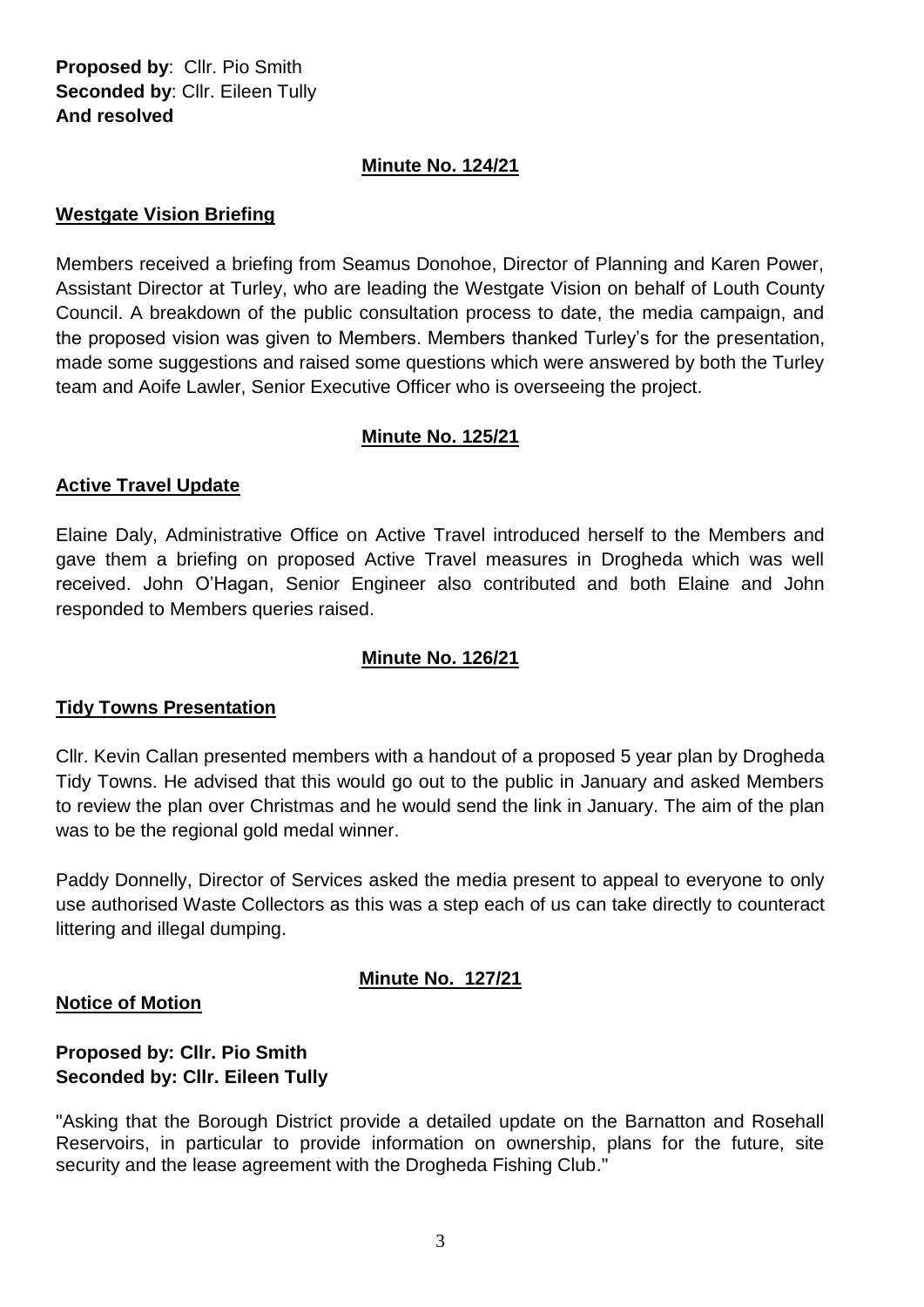**Proposed by**: Cllr. Pio Smith
**Seconded by**: Cllr. Eileen Tully
**And resolved**

**Minute No. 124/21**

**Westgate Vision Briefing**

Members received a briefing from Seamus Donohoe, Director of Planning and Karen Power, Assistant Director at Turley, who are leading the Westgate Vision on behalf of Louth County Council. A breakdown of the public consultation process to date, the media campaign, and the proposed vision was given to Members. Members thanked Turley's for the presentation, made some suggestions and raised some questions which were answered by both the Turley team and Aoife Lawler, Senior Executive Officer who is overseeing the project.

**Minute No. 125/21**

**Active Travel Update**

Elaine Daly, Administrative Office on Active Travel introduced herself to the Members and gave them a briefing on proposed Active Travel measures in Drogheda which was well received. John O'Hagan, Senior Engineer also contributed and both Elaine and John responded to Members queries raised.

**Minute No. 126/21**

**Tidy Towns Presentation**

Cllr. Kevin Callan presented members with a handout of a proposed 5 year plan by Drogheda Tidy Towns. He advised that this would go out to the public in January and asked Members to review the plan over Christmas and he would send the link in January. The aim of the plan was to be the regional gold medal winner.

Paddy Donnelly, Director of Services asked the media present to appeal to everyone to only use authorised Waste Collectors as this was a step each of us can take directly to counteract littering and illegal dumping.

**Minute No. 127/21**

**Notice of Motion**

**Proposed by: Cllr. Pio Smith**
**Seconded by: Cllr. Eileen Tully**

"Asking that the Borough District provide a detailed update on the Barnatton and Rosehall Reservoirs, in particular to provide information on ownership, plans for the future, site security and the lease agreement with the Drogheda Fishing Club."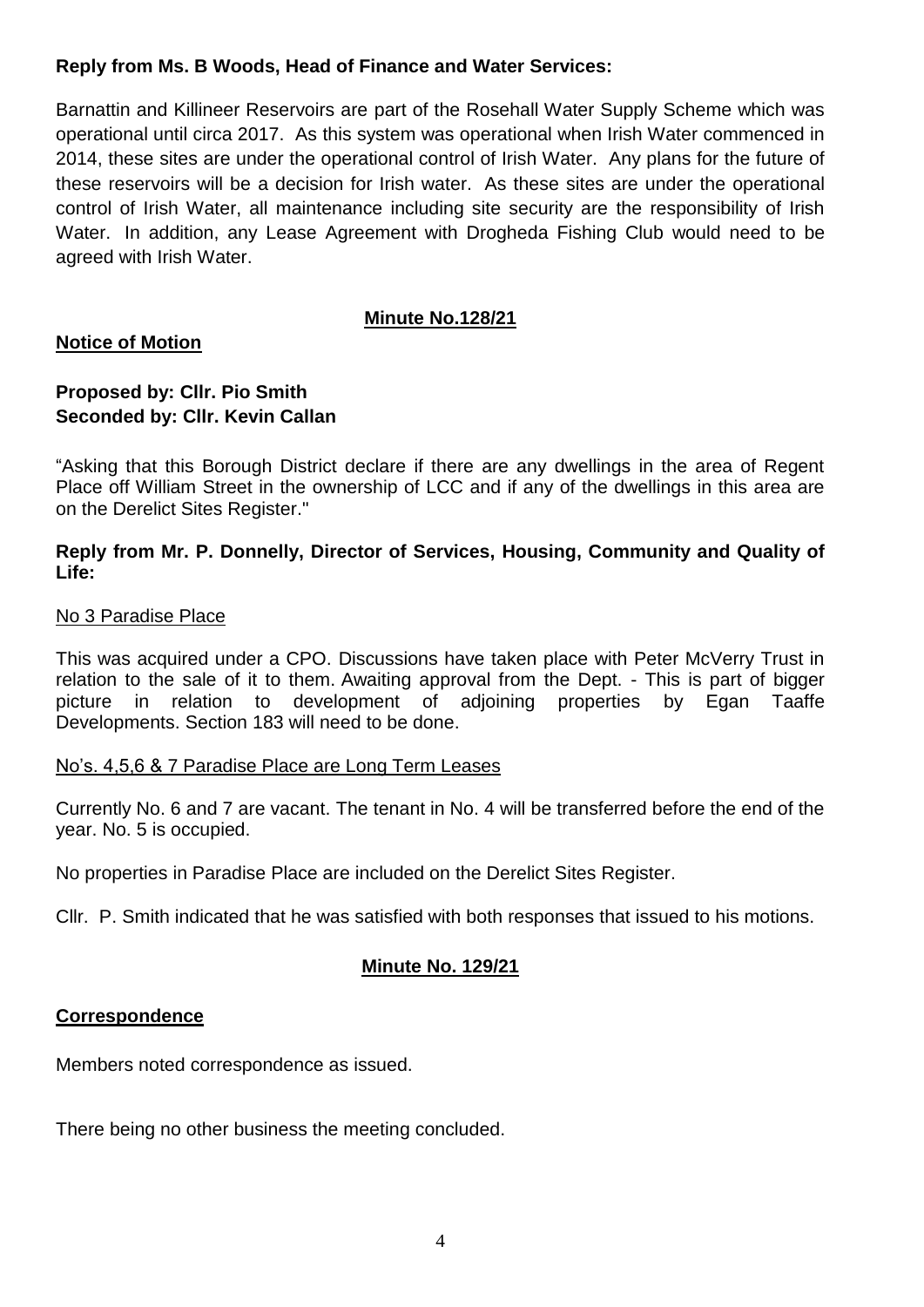**Reply from Ms. B Woods, Head of Finance and Water Services:**

Barnattin and Killineer Reservoirs are part of the Rosehall Water Supply Scheme which was operational until circa 2017. As this system was operational when Irish Water commenced in 2014, these sites are under the operational control of Irish Water. Any plans for the future of these reservoirs will be a decision for Irish water. As these sites are under the operational control of Irish Water, all maintenance including site security are the responsibility of Irish Water. In addition, any Lease Agreement with Drogheda Fishing Club would need to be agreed with Irish Water.

**Minute No.128/21**

**Notice of Motion**

**Proposed by: Cllr. Pio Smith**
**Seconded by: Cllr. Kevin Callan**

"Asking that this Borough District declare if there are any dwellings in the area of Regent Place off William Street in the ownership of LCC and if any of the dwellings in this area are on the Derelict Sites Register."

**Reply from Mr. P. Donnelly, Director of Services, Housing, Community and Quality of Life:**

No 3 Paradise Place

This was acquired under a CPO. Discussions have taken place with Peter McVerry Trust in relation to the sale of it to them. Awaiting approval from the Dept. - This is part of bigger picture in relation to development of adjoining properties by Egan Taaffe Developments. Section 183 will need to be done.

No's. 4,5,6 & 7 Paradise Place are Long Term Leases

Currently No. 6 and 7 are vacant. The tenant in No. 4 will be transferred before the end of the year. No. 5 is occupied.

No properties in Paradise Place are included on the Derelict Sites Register.

Cllr. P. Smith indicated that he was satisfied with both responses that issued to his motions.

**Minute No. 129/21**

**Correspondence**

Members noted correspondence as issued.

There being no other business the meeting concluded.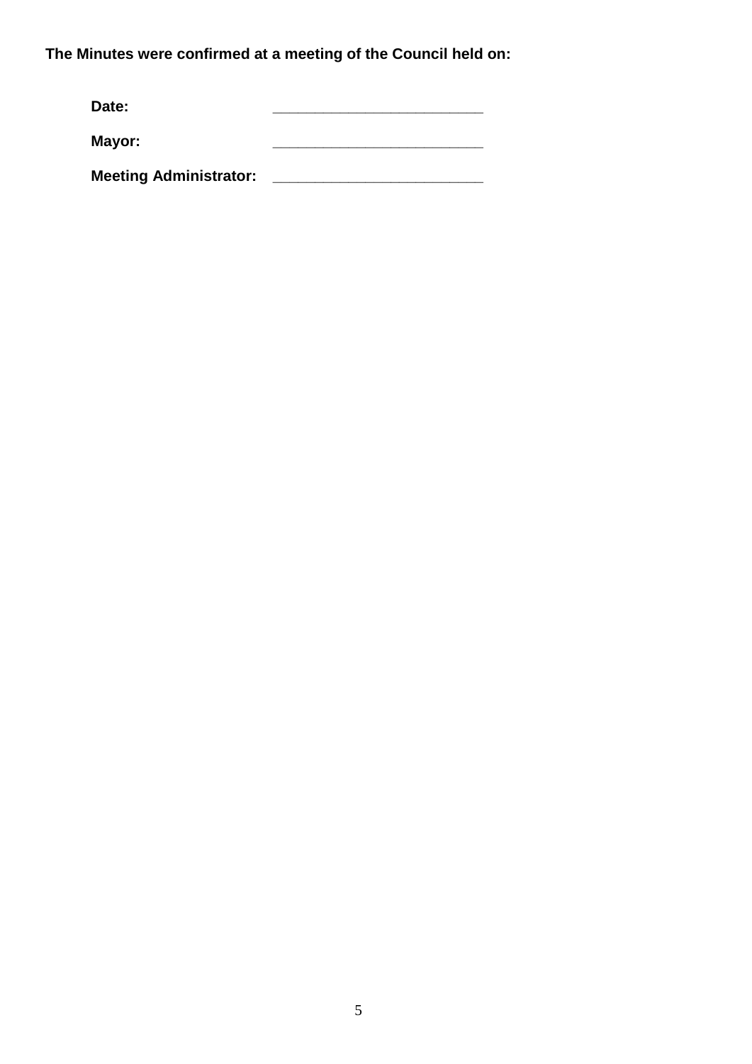**The Minutes were confirmed at a meeting of the Council held on:**

**Date:** ________________________

**Mayor:** ________________________

**Meeting Administrator:** ________________________